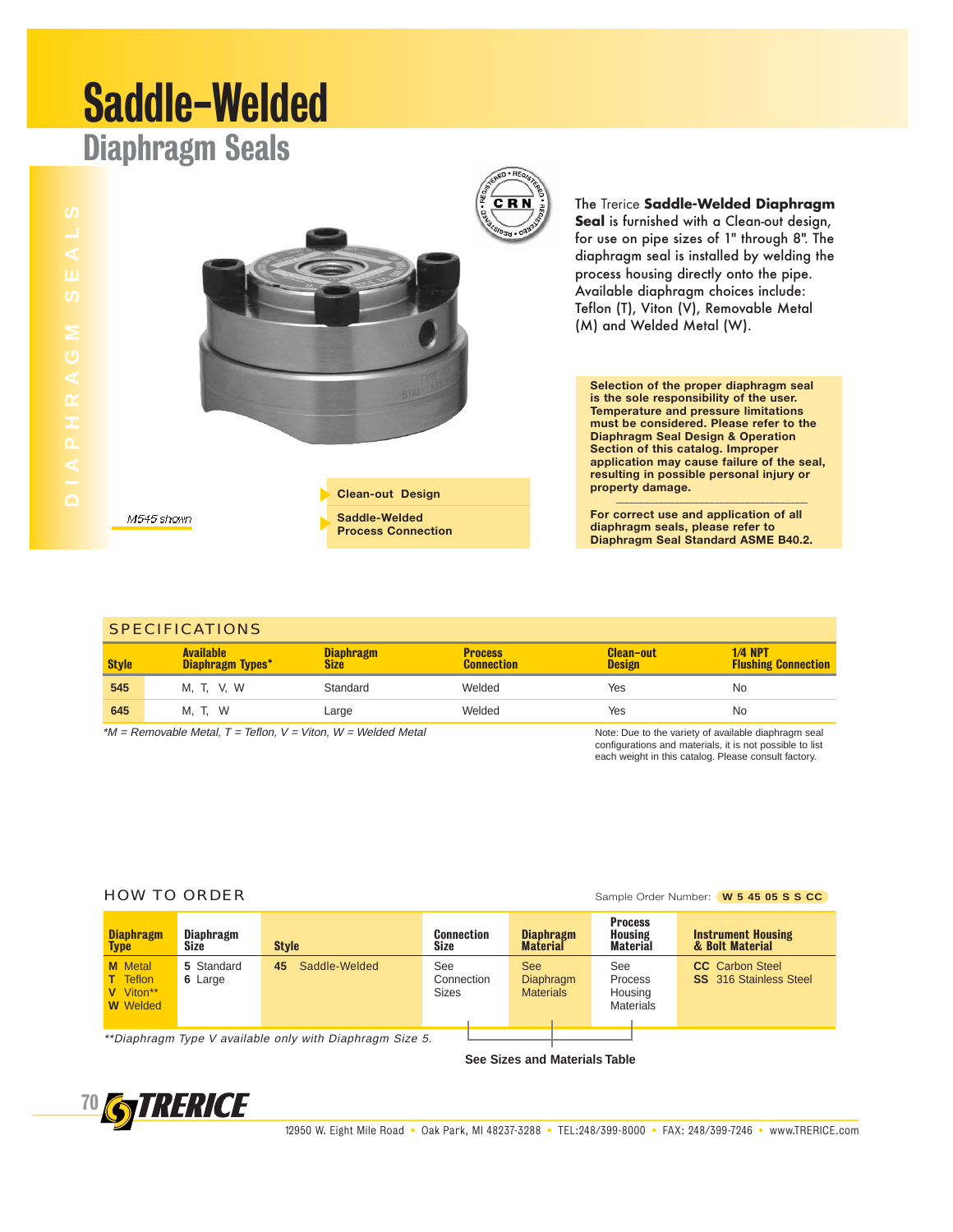# Saddle-Welded

## Diaphragm Seals

M545 shown

- Clean-out Design
- Saddle-Welded Process Connection

The Trerice **Saddle-Welded Diaphragm Seal** is furnished with a Clean-out design, for use on pipe sizes of 1" through 8". The diaphragm seal is installed by welding the process housing directly onto the pipe. Available diaphragm choices include: Teflon (T), Viton (V), Removable Metal (M) and Welded Metal (W).

**Selection of the proper diaphragm seal is the sole responsibility of the user. Temperature and pressure limitations must be considered. Please refer to the Diaphragm Seal Design & Operation Section of this catalog. Improper application may cause failure of the seal, resulting in possible personal injury or property damage.**

**For correct use and application of all diaphragm seals, please refer to Diaphragm Seal Standard ASME B40.2.**

## SPECIFICATIONS

| Style | Available Diaphragm Types* | Diaphragm Size | Process Connection | Clean-out Design | 1/4 NPT Flushing Connection |
|---|---|---|---|---|---|
| 545 | M, T, V, W | Standard | Welded | Yes | No |
| 645 | M, T, W | Large | Welded | Yes | No |

*M = Removable Metal, T = Teflon, V = Viton, W = Welded Metal*

Note: Due to the variety of available diaphragm seal configurations and materials, it is not possible to list each weight in this catalog. Please consult factory.

## HOW TO ORDER

Sample Order Number: **W 5 45 05 S S CC**

| Diaphragm Type | Diaphragm Size | Style | Connection Size | Diaphragm Material | Process Housing Material | Instrument Housing & Bolt Material |
|---|---|---|---|---|---|---|
| **M** Metal<br>**T** Teflon<br>**V** Viton**<br>**W** Welded | **5** Standard<br>**6** Large | **45** Saddle-Welded | See Connection Sizes | See Diaphragm Materials | See Process Housing Materials | **CC** Carbon Steel<br>**SS** 316 Stainless Steel |

*\*\*Diaphragm Type V available only with Diaphragm Size 5.*

**See Sizes and Materials Table**

TRERICE

12950 W. Eight Mile Road • Oak Park, MI 48237-3288 • TEL:248/399-8000 • FAX: 248/399-7246 • www.TRERICE.com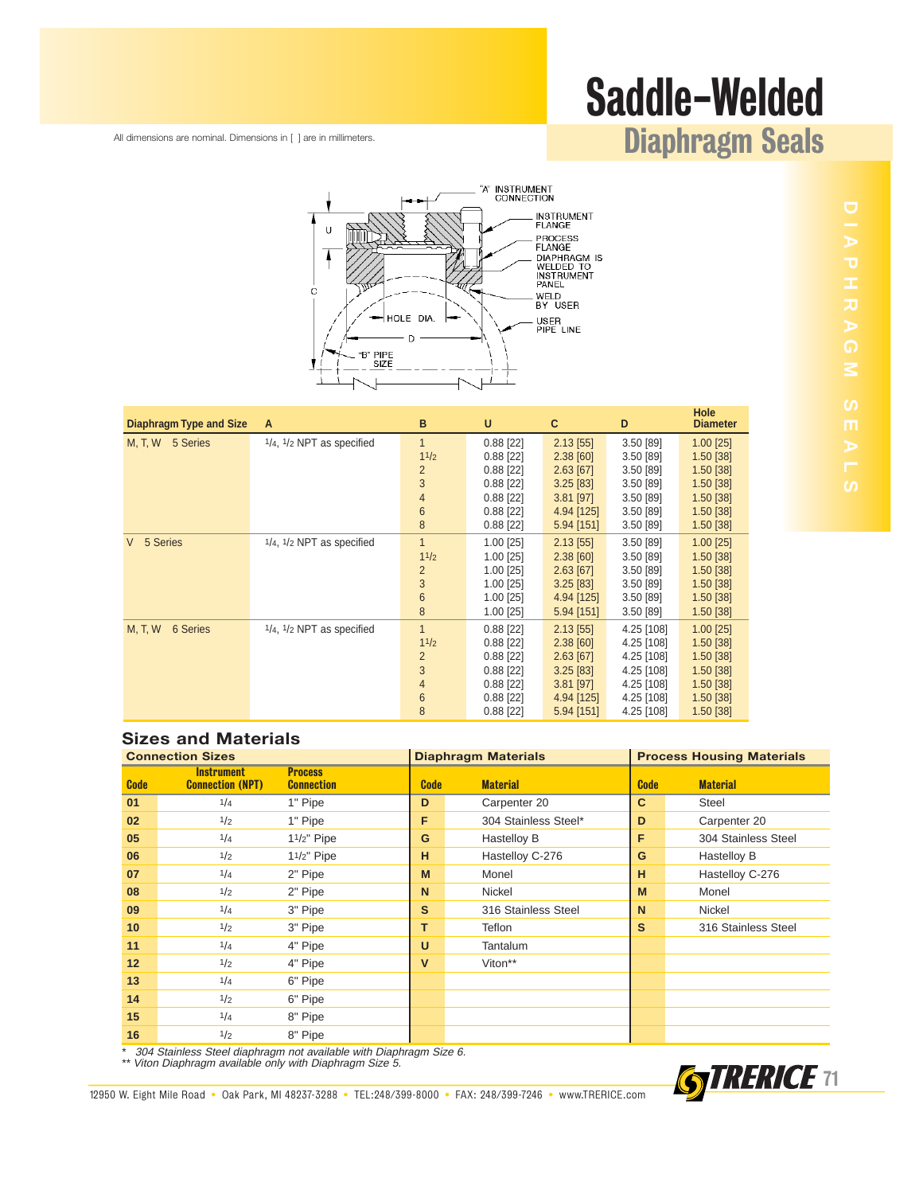# Saddle-Welded

## Diaphragm Seals

All dimensions are nominal. Dimensions in [ ] are in millimeters.

"A" INSTRUMENT CONNECTION
INSTRUMENT FLANGE
PROCESS FLANGE
DIAPHRAGM IS WELDED TO INSTRUMENT PANEL
WELD BY USER
USER PIPE LINE
U
C
HOLE DIA.
D
"B" PIPE SIZE

| Diaphragm Type and Size | A | B | U | C | D | Hole Diameter |
|---|---|---|---|---|---|---|
| M, T, W 5 Series | 1/4, 1/2 NPT as specified | 1 | 0.88 [22] | 2.13 [55] | 3.50 [89] | 1.00 [25] |
| | | 1 1/2 | 0.88 [22] | 2.38 [60] | 3.50 [89] | 1.50 [38] |
| | | 2 | 0.88 [22] | 2.63 [67] | 3.50 [89] | 1.50 [38] |
| | | 3 | 0.88 [22] | 3.25 [83] | 3.50 [89] | 1.50 [38] |
| | | 4 | 0.88 [22] | 3.81 [97] | 3.50 [89] | 1.50 [38] |
| | | 6 | 0.88 [22] | 4.94 [125] | 3.50 [89] | 1.50 [38] |
| | | 8 | 0.88 [22] | 5.94 [151] | 3.50 [89] | 1.50 [38] |
| V 5 Series | 1/4, 1/2 NPT as specified | 1 | 1.00 [25] | 2.13 [55] | 3.50 [89] | 1.00 [25] |
| | | 1 1/2 | 1.00 [25] | 2.38 [60] | 3.50 [89] | 1.50 [38] |
| | | 2 | 1.00 [25] | 2.63 [67] | 3.50 [89] | 1.50 [38] |
| | | 3 | 1.00 [25] | 3.25 [83] | 3.50 [89] | 1.50 [38] |
| | | 6 | 1.00 [25] | 4.94 [125] | 3.50 [89] | 1.50 [38] |
| | | 8 | 1.00 [25] | 5.94 [151] | 3.50 [89] | 1.50 [38] |
| M, T, W 6 Series | 1/4, 1/2 NPT as specified | 1 | 0.88 [22] | 2.13 [55] | 4.25 [108] | 1.00 [25] |
| | | 1 1/2 | 0.88 [22] | 2.38 [60] | 4.25 [108] | 1.50 [38] |
| | | 2 | 0.88 [22] | 2.63 [67] | 4.25 [108] | 1.50 [38] |
| | | 3 | 0.88 [22] | 3.25 [83] | 4.25 [108] | 1.50 [38] |
| | | 4 | 0.88 [22] | 3.81 [97] | 4.25 [108] | 1.50 [38] |
| | | 6 | 0.88 [22] | 4.94 [125] | 4.25 [108] | 1.50 [38] |
| | | 8 | 0.88 [22] | 5.94 [151] | 4.25 [108] | 1.50 [38] |

## Sizes and Materials

| Connection Sizes | | | Diaphragm Materials | | Process Housing Materials | |
|---|---|---|---|---|---|---|
| Code | Instrument Connection (NPT) | Process Connection | Code | Material | Code | Material |
| 01 | 1/4 | 1" Pipe | D | Carpenter 20 | C | Steel |
| 02 | 1/2 | 1" Pipe | F | 304 Stainless Steel* | D | Carpenter 20 |
| 05 | 1/4 | 1 1/2" Pipe | G | Hastelloy B | F | 304 Stainless Steel |
| 06 | 1/2 | 1 1/2" Pipe | H | Hastelloy C-276 | G | Hastelloy B |
| 07 | 1/4 | 2" Pipe | M | Monel | H | Hastelloy C-276 |
| 08 | 1/2 | 2" Pipe | N | Nickel | M | Monel |
| 09 | 1/4 | 3" Pipe | S | 316 Stainless Steel | N | Nickel |
| 10 | 1/2 | 3" Pipe | T | Teflon | S | 316 Stainless Steel |
| 11 | 1/4 | 4" Pipe | U | Tantalum | | |
| 12 | 1/2 | 4" Pipe | V | Viton** | | |
| 13 | 1/4 | 6" Pipe | | | | |
| 14 | 1/2 | 6" Pipe | | | | |
| 15 | 1/4 | 8" Pipe | | | | |
| 16 | 1/2 | 8" Pipe | | | | |

*\* 304 Stainless Steel diaphragm not available with Diaphragm Size 6.*
*\*\* Viton Diaphragm available only with Diaphragm Size 5.*

12950 W. Eight Mile Road • Oak Park, MI 48237-3288 • TEL:248/399-8000 • FAX: 248/399-7246 • www.TRERICE.com